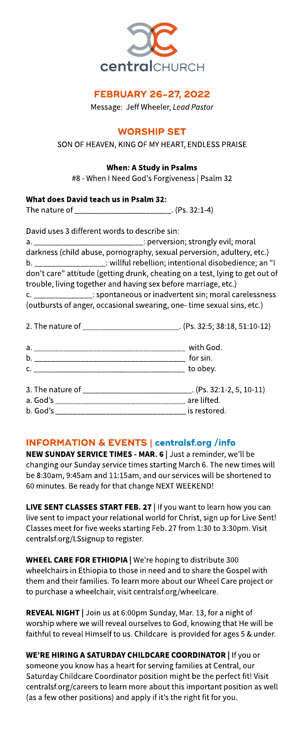centralCHURCH

## FEBRUARY 26-27, 2022

Message: Jeff Wheeler, *Lead Pastor*

## WORSHIP SET

SON OF HEAVEN, KING OF MY HEART, ENDLESS PRAISE

### When: A Study in Psalms

#8 - When I Need God's Forgiveness | Psalm 32

**What does David teach us in Psalm 32:**

The nature of ______________________. (Ps. 32:1-4)

David uses 3 different words to describe sin:

a. _________________________: perversion; strongly evil; moral darkness (child abuse, pornography, sexual perversion, adultery, etc.)

b. _________________: willful rebellion; intentional disobedience; an "I don't care" attitude (getting drunk, cheating on a test, lying to get out of trouble, living together and having sex before marriage, etc.)

c. ______________: spontaneous or inadvertent sin; moral carelessness (outbursts of anger, occasional swearing, one- time sexual sins, etc.)

2. The nature of ______________________. (Ps. 32:5; 38:18, 51:10-12)

a. ___________________________________ with God.

b. ___________________________________ for sin.

c. ___________________________________ to obey.

3. The nature of _________________________. (Ps. 32:1-2, 5, 10-11)

a. God's ______________________________ are lifted.

b. God's ______________________________ is restored.

## INFORMATION & EVENTS | centralsf.org /info

**NEW SUNDAY SERVICE TIMES - MAR. 6 |** Just a reminder, we'll be changing our Sunday service times starting March 6. The new times will be 8:30am, 9:45am and 11:15am, and our services will be shortened to 60 minutes. Be ready for that change NEXT WEEKEND!

**LIVE SENT CLASSES START FEB. 27 |** If you want to learn how you can live sent to impact your relational world for Christ, sign up for Live Sent! Classes meet for five weeks starting Feb. 27 from 1:30 to 3:30pm. Visit centralsf.org/LSsignup to register.

**WHEEL CARE FOR ETHIOPIA |** We're hoping to distribute 300 wheelchairs in Ethiopia to those in need and to share the Gospel with them and their families. To learn more about our Wheel Care project or to purchase a wheelchair, visit centralsf.org/wheelcare.

**REVEAL NIGHT |** Join us at 6:00pm Sunday, Mar. 13, for a night of worship where we will reveal ourselves to God, knowing that He will be faithful to reveal Himself to us. Childcare is provided for ages 5 & under.

**WE'RE HIRING A SATURDAY CHILDCARE COORDINATOR |** If you or someone you know has a heart for serving families at Central, our Saturday Childcare Coordinator position might be the perfect fit! Visit centralsf.org/careers to learn more about this important position as well (as a few other positions) and apply if it's the right fit for you.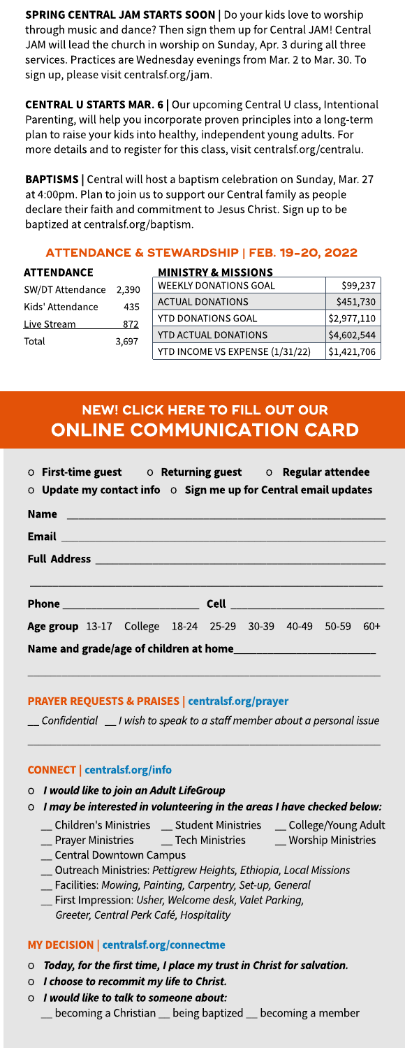**SPRING CENTRAL JAM STARTS SOON |** Do your kids love to worship through music and dance? Then sign them up for Central JAM! Central JAM will lead the church in worship on Sunday, Apr. 3 during all three services. Practices are Wednesday evenings from Mar. 2 to Mar. 30. To sign up, please visit centralsf.org/jam.

**CENTRAL U STARTS MAR. 6 |** Our upcoming Central U class, Intentional Parenting, will help you incorporate proven principles into a long-term plan to raise your kids into healthy, independent young adults. For more details and to register for this class, visit centralsf.org/centralu.

**BAPTISMS |** Central will host a baptism celebration on Sunday, Mar. 27 at 4:00pm. Plan to join us to support our Central family as people declare their faith and commitment to Jesus Christ. Sign up to be baptized at centralsf.org/baptism.

## ATTENDANCE & STEWARDSHIP | FEB. 19-20, 2022

**ATTENDANCE**

| | |
|---|---|
| SW/DT Attendance | 2,390 |
| Kids' Attendance | 435 |
| Live Stream | 872 |
| Total | 3,697 |

**MINISTRY & MISSIONS**

| | |
|---|---|
| WEEKLY DONATIONS GOAL | $99,237 |
| ACTUAL DONATIONS | $451,730 |
| YTD DONATIONS GOAL | $2,977,110 |
| YTD ACTUAL DONATIONS | $4,602,544 |
| YTD INCOME VS EXPENSE (1/31/22) | $1,421,706 |

## NEW! CLICK HERE TO FILL OUT OUR ONLINE COMMUNICATION CARD

○ **First-time guest** ○ **Returning guest** ○ **Regular attendee**
○ **Update my contact info** ○ **Sign me up for Central email updates**

**Name** ____________________

**Email** ____________________

**Full Address** ____________________

____________________

**Phone** ____________ **Cell** ____________

**Age group** 13-17 College 18-24 25-29 30-39 40-49 50-59 60+

**Name and grade/age of children at home** ____________

____________________

### PRAYER REQUESTS & PRAISES | centralsf.org/prayer

*__ Confidential __ I wish to speak to a staff member about a personal issue*

____________________

### CONNECT | centralsf.org/info

- ○ ***I would like to join an Adult LifeGroup***
- ○ ***I may be interested in volunteering in the areas I have checked below:***
  - __ Children's Ministries __ Student Ministries __ College/Young Adult
  - __ Prayer Ministries __ Tech Ministries __ Worship Ministries
  - __ Central Downtown Campus
  - __ Outreach Ministries: *Pettigrew Heights, Ethiopia, Local Missions*
  - __ Facilities: *Mowing, Painting, Carpentry, Set-up, General*
  - __ First Impression: *Usher, Welcome desk, Valet Parking, Greeter, Central Perk Café, Hospitality*

### MY DECISION | centralsf.org/connectme

- ○ ***Today, for the first time, I place my trust in Christ for salvation.***
- ○ ***I choose to recommit my life to Christ.***
- ○ ***I would like to talk to someone about:***
  __ becoming a Christian __ being baptized __ becoming a member